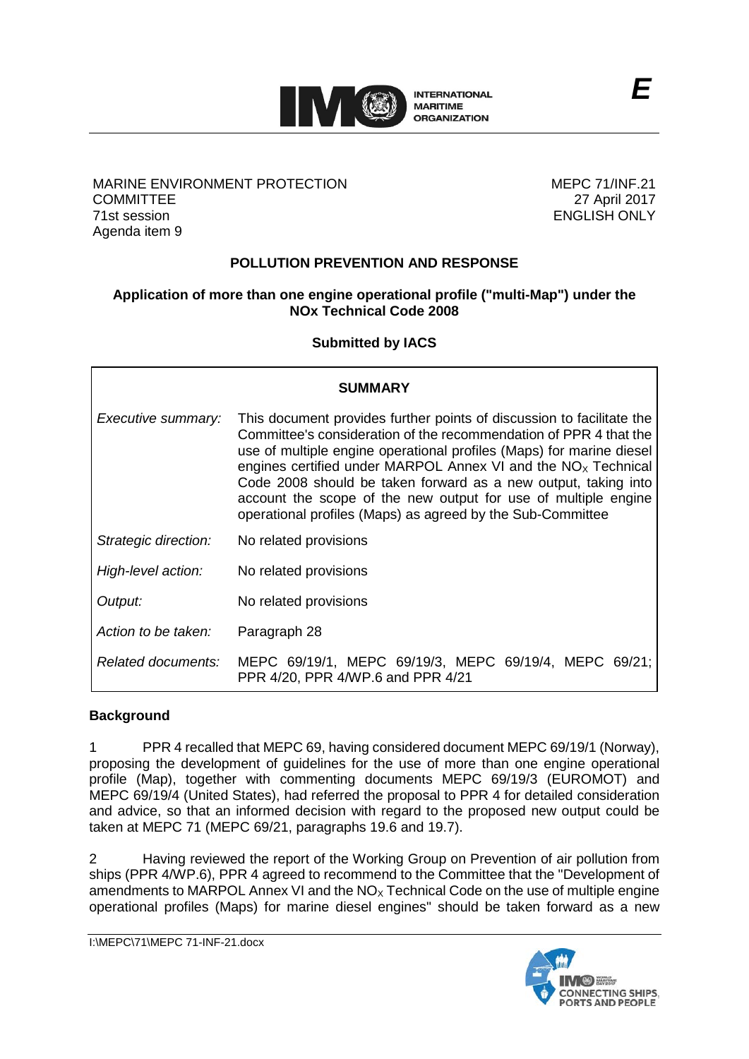MARINE ENVIRONMENT PROTECTION COMMITTEE
71st session
Agenda item 9

MEPC 71/INF.21
27 April 2017
ENGLISH ONLY

## POLLUTION PREVENTION AND RESPONSE

### Application of more than one engine operational profile ("multi-Map") under the NOx Technical Code 2008

**Submitted by IACS**

| **SUMMARY** | |
|---|---|
| *Executive summary:* | This document provides further points of discussion to facilitate the Committee's consideration of the recommendation of PPR 4 that the use of multiple engine operational profiles (Maps) for marine diesel engines certified under MARPOL Annex VI and the $NO_X$ Technical Code 2008 should be taken forward as a new output, taking into account the scope of the new output for use of multiple engine operational profiles (Maps) as agreed by the Sub-Committee |
| *Strategic direction:* | No related provisions |
| *High-level action:* | No related provisions |
| *Output:* | No related provisions |
| *Action to be taken:* | Paragraph 28 |
| *Related documents:* | MEPC 69/19/1, MEPC 69/19/3, MEPC 69/19/4, MEPC 69/21; PPR 4/20, PPR 4/WP.6 and PPR 4/21 |

**Background**

1 PPR 4 recalled that MEPC 69, having considered document MEPC 69/19/1 (Norway), proposing the development of guidelines for the use of more than one engine operational profile (Map), together with commenting documents MEPC 69/19/3 (EUROMOT) and MEPC 69/19/4 (United States), had referred the proposal to PPR 4 for detailed consideration and advice, so that an informed decision with regard to the proposed new output could be taken at MEPC 71 (MEPC 69/21, paragraphs 19.6 and 19.7).

2 Having reviewed the report of the Working Group on Prevention of air pollution from ships (PPR 4/WP.6), PPR 4 agreed to recommend to the Committee that the "Development of amendments to MARPOL Annex VI and the $NO_X$ Technical Code on the use of multiple engine operational profiles (Maps) for marine diesel engines" should be taken forward as a new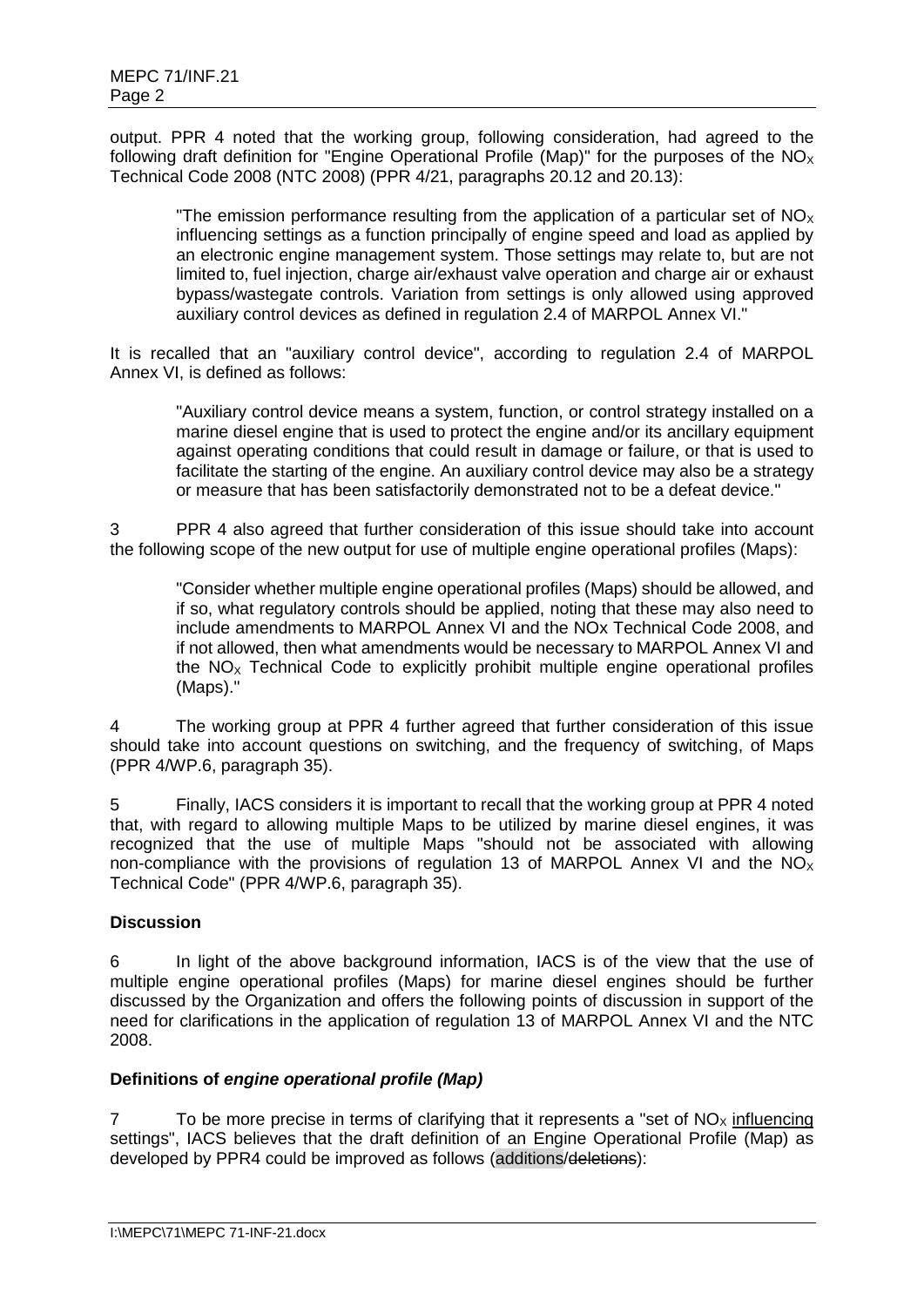output. PPR 4 noted that the working group, following consideration, had agreed to the following draft definition for "Engine Operational Profile (Map)" for the purposes of the $NO_X$ Technical Code 2008 (NTC 2008) (PPR 4/21, paragraphs 20.12 and 20.13):

> "The emission performance resulting from the application of a particular set of $NO_X$ influencing settings as a function principally of engine speed and load as applied by an electronic engine management system. Those settings may relate to, but are not limited to, fuel injection, charge air/exhaust valve operation and charge air or exhaust bypass/wastegate controls. Variation from settings is only allowed using approved auxiliary control devices as defined in regulation 2.4 of MARPOL Annex VI."

It is recalled that an "auxiliary control device", according to regulation 2.4 of MARPOL Annex VI, is defined as follows:

> "Auxiliary control device means a system, function, or control strategy installed on a marine diesel engine that is used to protect the engine and/or its ancillary equipment against operating conditions that could result in damage or failure, or that is used to facilitate the starting of the engine. An auxiliary control device may also be a strategy or measure that has been satisfactorily demonstrated not to be a defeat device."

3 PPR 4 also agreed that further consideration of this issue should take into account the following scope of the new output for use of multiple engine operational profiles (Maps):

> "Consider whether multiple engine operational profiles (Maps) should be allowed, and if so, what regulatory controls should be applied, noting that these may also need to include amendments to MARPOL Annex VI and the NOx Technical Code 2008, and if not allowed, then what amendments would be necessary to MARPOL Annex VI and the $NO_X$ Technical Code to explicitly prohibit multiple engine operational profiles (Maps)."

4 The working group at PPR 4 further agreed that further consideration of this issue should take into account questions on switching, and the frequency of switching, of Maps (PPR 4/WP.6, paragraph 35).

5 Finally, IACS considers it is important to recall that the working group at PPR 4 noted that, with regard to allowing multiple Maps to be utilized by marine diesel engines, it was recognized that the use of multiple Maps "should not be associated with allowing non-compliance with the provisions of regulation 13 of MARPOL Annex VI and the $NO_X$ Technical Code" (PPR 4/WP.6, paragraph 35).

## Discussion

6 In light of the above background information, IACS is of the view that the use of multiple engine operational profiles (Maps) for marine diesel engines should be further discussed by the Organization and offers the following points of discussion in support of the need for clarifications in the application of regulation 13 of MARPOL Annex VI and the NTC 2008.

## Definitions of *engine operational profile (Map)*

7 To be more precise in terms of clarifying that it represents a "set of $NO_X$ influencing settings", IACS believes that the draft definition of an Engine Operational Profile (Map) as developed by PPR4 could be improved as follows (additions/~~deletions~~):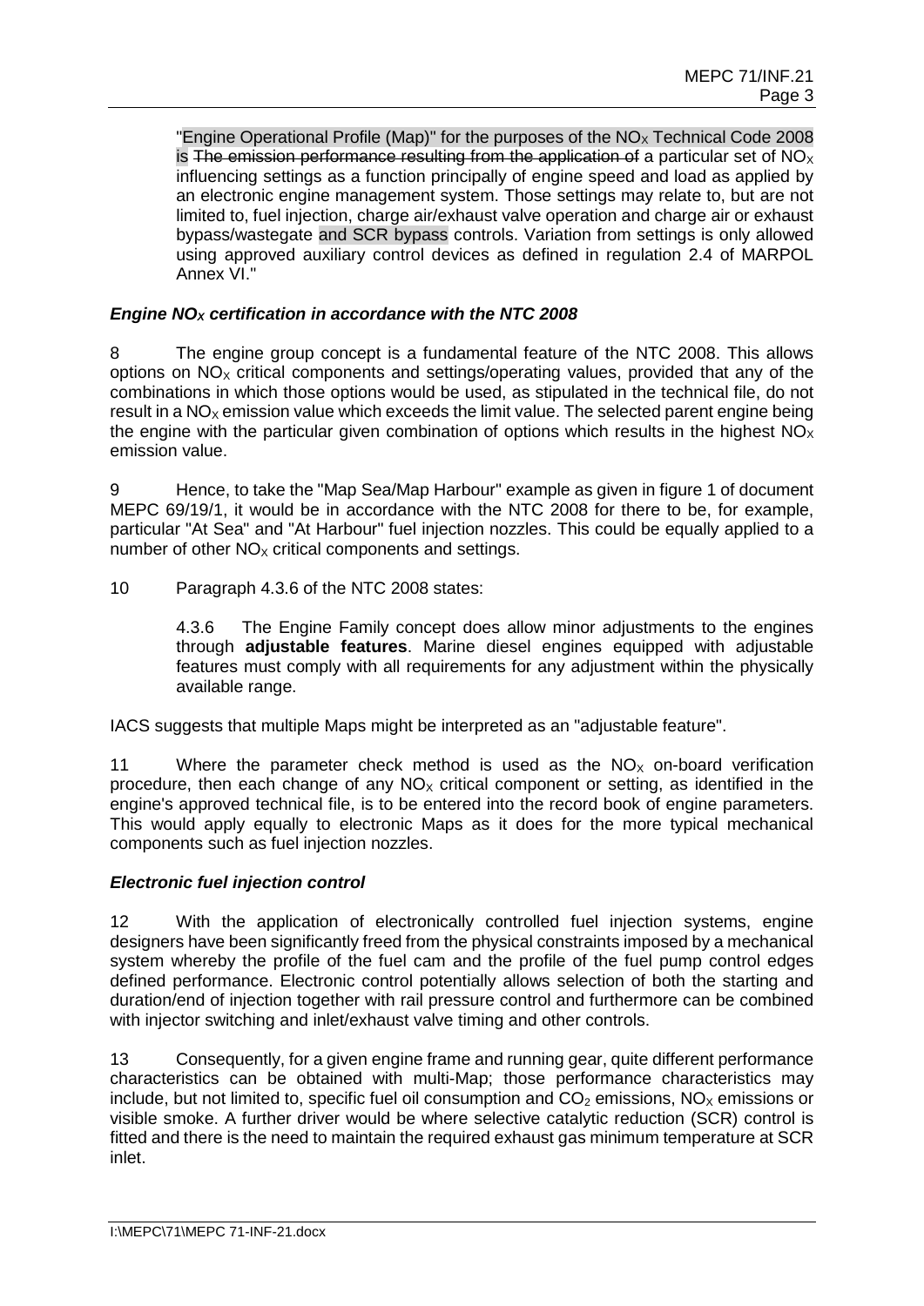"Engine Operational Profile (Map)" for the purposes of the $NO_X$ Technical Code 2008 is ~~The emission performance resulting from the application of~~ a particular set of $NO_X$ influencing settings as a function principally of engine speed and load as applied by an electronic engine management system. Those settings may relate to, but are not limited to, fuel injection, charge air/exhaust valve operation and charge air or exhaust bypass/wastegate and SCR bypass controls. Variation from settings is only allowed using approved auxiliary control devices as defined in regulation 2.4 of MARPOL Annex VI."

### *Engine $NO_X$ certification in accordance with the NTC 2008*

8 The engine group concept is a fundamental feature of the NTC 2008. This allows options on $NO_X$ critical components and settings/operating values, provided that any of the combinations in which those options would be used, as stipulated in the technical file, do not result in a $NO_X$ emission value which exceeds the limit value. The selected parent engine being the engine with the particular given combination of options which results in the highest $NO_X$ emission value.

9 Hence, to take the "Map Sea/Map Harbour" example as given in figure 1 of document MEPC 69/19/1, it would be in accordance with the NTC 2008 for there to be, for example, particular "At Sea" and "At Harbour" fuel injection nozzles. This could be equally applied to a number of other $NO_X$ critical components and settings.

10 Paragraph 4.3.6 of the NTC 2008 states:

> 4.3.6 The Engine Family concept does allow minor adjustments to the engines through **adjustable features**. Marine diesel engines equipped with adjustable features must comply with all requirements for any adjustment within the physically available range.

IACS suggests that multiple Maps might be interpreted as an "adjustable feature".

11 Where the parameter check method is used as the $NO_X$ on-board verification procedure, then each change of any $NO_X$ critical component or setting, as identified in the engine's approved technical file, is to be entered into the record book of engine parameters. This would apply equally to electronic Maps as it does for the more typical mechanical components such as fuel injection nozzles.

### *Electronic fuel injection control*

12 With the application of electronically controlled fuel injection systems, engine designers have been significantly freed from the physical constraints imposed by a mechanical system whereby the profile of the fuel cam and the profile of the fuel pump control edges defined performance. Electronic control potentially allows selection of both the starting and duration/end of injection together with rail pressure control and furthermore can be combined with injector switching and inlet/exhaust valve timing and other controls.

13 Consequently, for a given engine frame and running gear, quite different performance characteristics can be obtained with multi-Map; those performance characteristics may include, but not limited to, specific fuel oil consumption and $CO_2$ emissions, $NO_X$ emissions or visible smoke. A further driver would be where selective catalytic reduction (SCR) control is fitted and there is the need to maintain the required exhaust gas minimum temperature at SCR inlet.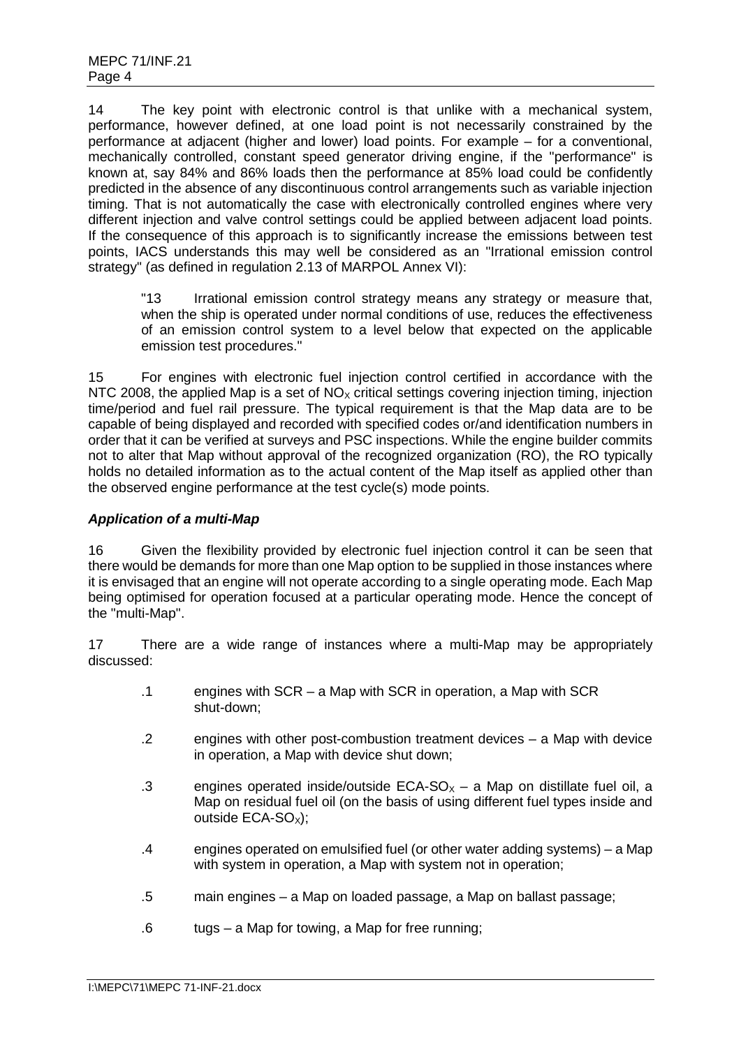14 The key point with electronic control is that unlike with a mechanical system, performance, however defined, at one load point is not necessarily constrained by the performance at adjacent (higher and lower) load points. For example – for a conventional, mechanically controlled, constant speed generator driving engine, if the "performance" is known at, say 84% and 86% loads then the performance at 85% load could be confidently predicted in the absence of any discontinuous control arrangements such as variable injection timing. That is not automatically the case with electronically controlled engines where very different injection and valve control settings could be applied between adjacent load points. If the consequence of this approach is to significantly increase the emissions between test points, IACS understands this may well be considered as an "Irrational emission control strategy" (as defined in regulation 2.13 of MARPOL Annex VI):

> "13 Irrational emission control strategy means any strategy or measure that, when the ship is operated under normal conditions of use, reduces the effectiveness of an emission control system to a level below that expected on the applicable emission test procedures."

15 For engines with electronic fuel injection control certified in accordance with the NTC 2008, the applied Map is a set of $NO_X$ critical settings covering injection timing, injection time/period and fuel rail pressure. The typical requirement is that the Map data are to be capable of being displayed and recorded with specified codes or/and identification numbers in order that it can be verified at surveys and PSC inspections. While the engine builder commits not to alter that Map without approval of the recognized organization (RO), the RO typically holds no detailed information as to the actual content of the Map itself as applied other than the observed engine performance at the test cycle(s) mode points.

***Application of a multi-Map***

16 Given the flexibility provided by electronic fuel injection control it can be seen that there would be demands for more than one Map option to be supplied in those instances where it is envisaged that an engine will not operate according to a single operating mode. Each Map being optimised for operation focused at a particular operating mode. Hence the concept of the "multi-Map".

17 There are a wide range of instances where a multi-Map may be appropriately discussed:

- .1 engines with SCR – a Map with SCR in operation, a Map with SCR shut-down;
- .2 engines with other post-combustion treatment devices – a Map with device in operation, a Map with device shut down;
- .3 engines operated inside/outside ECA-$SO_X$ – a Map on distillate fuel oil, a Map on residual fuel oil (on the basis of using different fuel types inside and outside ECA-$SO_X$);
- .4 engines operated on emulsified fuel (or other water adding systems) – a Map with system in operation, a Map with system not in operation;
- .5 main engines – a Map on loaded passage, a Map on ballast passage;
- .6 tugs – a Map for towing, a Map for free running;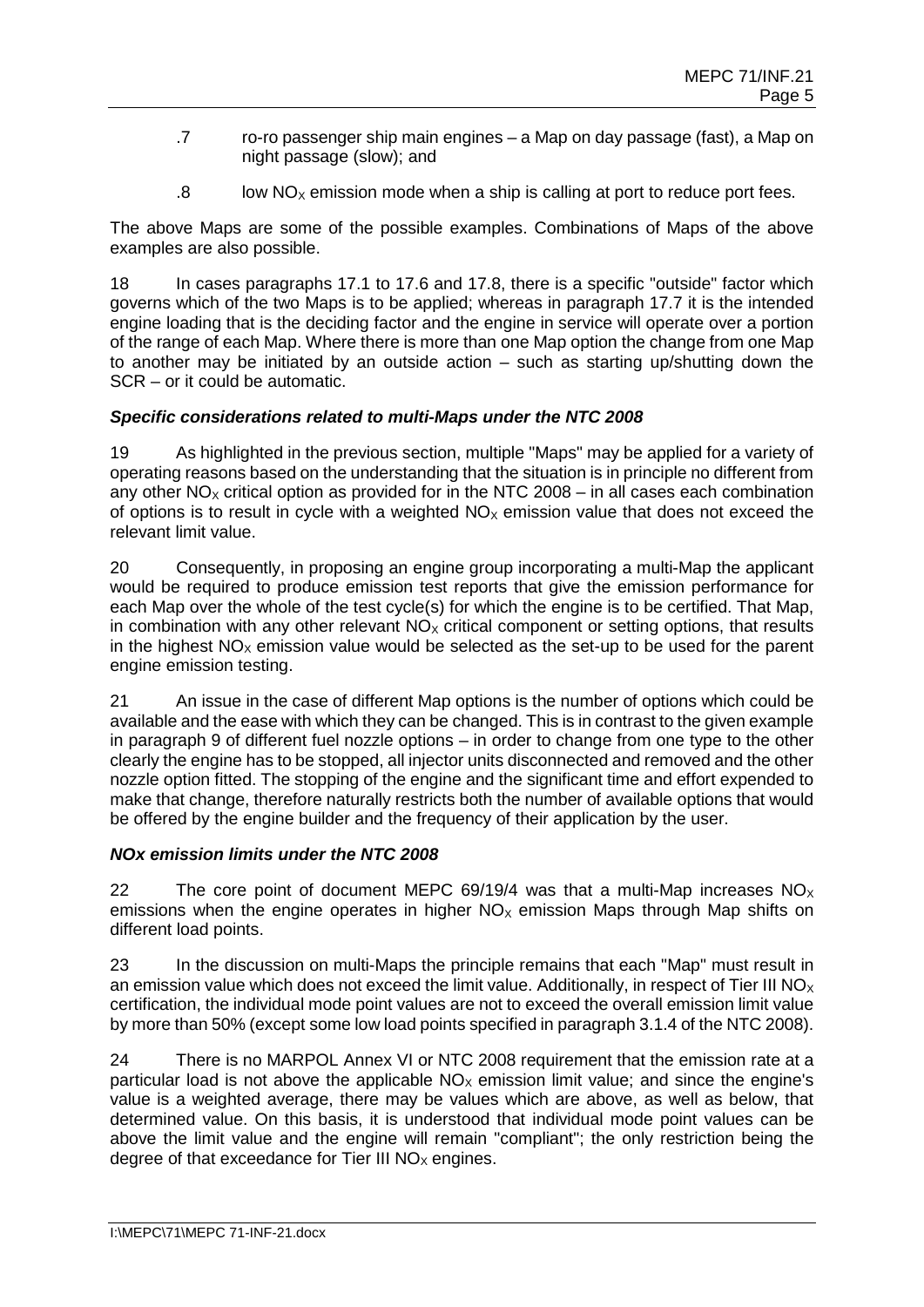.7 ro-ro passenger ship main engines – a Map on day passage (fast), a Map on night passage (slow); and

.8 low $NO_X$ emission mode when a ship is calling at port to reduce port fees.

The above Maps are some of the possible examples. Combinations of Maps of the above examples are also possible.

18 In cases paragraphs 17.1 to 17.6 and 17.8, there is a specific "outside" factor which governs which of the two Maps is to be applied; whereas in paragraph 17.7 it is the intended engine loading that is the deciding factor and the engine in service will operate over a portion of the range of each Map. Where there is more than one Map option the change from one Map to another may be initiated by an outside action – such as starting up/shutting down the SCR – or it could be automatic.

***Specific considerations related to multi-Maps under the NTC 2008***

19 As highlighted in the previous section, multiple "Maps" may be applied for a variety of operating reasons based on the understanding that the situation is in principle no different from any other $NO_X$ critical option as provided for in the NTC 2008 – in all cases each combination of options is to result in cycle with a weighted $NO_X$ emission value that does not exceed the relevant limit value.

20 Consequently, in proposing an engine group incorporating a multi-Map the applicant would be required to produce emission test reports that give the emission performance for each Map over the whole of the test cycle(s) for which the engine is to be certified. That Map, in combination with any other relevant $NO_X$ critical component or setting options, that results in the highest $NO_X$ emission value would be selected as the set-up to be used for the parent engine emission testing.

21 An issue in the case of different Map options is the number of options which could be available and the ease with which they can be changed. This is in contrast to the given example in paragraph 9 of different fuel nozzle options – in order to change from one type to the other clearly the engine has to be stopped, all injector units disconnected and removed and the other nozzle option fitted. The stopping of the engine and the significant time and effort expended to make that change, therefore naturally restricts both the number of available options that would be offered by the engine builder and the frequency of their application by the user.

***NOx emission limits under the NTC 2008***

22 The core point of document MEPC 69/19/4 was that a multi-Map increases $NO_X$ emissions when the engine operates in higher $NO_X$ emission Maps through Map shifts on different load points.

23 In the discussion on multi-Maps the principle remains that each "Map" must result in an emission value which does not exceed the limit value. Additionally, in respect of Tier III $NO_X$ certification, the individual mode point values are not to exceed the overall emission limit value by more than 50% (except some low load points specified in paragraph 3.1.4 of the NTC 2008).

24 There is no MARPOL Annex VI or NTC 2008 requirement that the emission rate at a particular load is not above the applicable $NO_X$ emission limit value; and since the engine's value is a weighted average, there may be values which are above, as well as below, that determined value. On this basis, it is understood that individual mode point values can be above the limit value and the engine will remain "compliant"; the only restriction being the degree of that exceedance for Tier III $NO_X$ engines.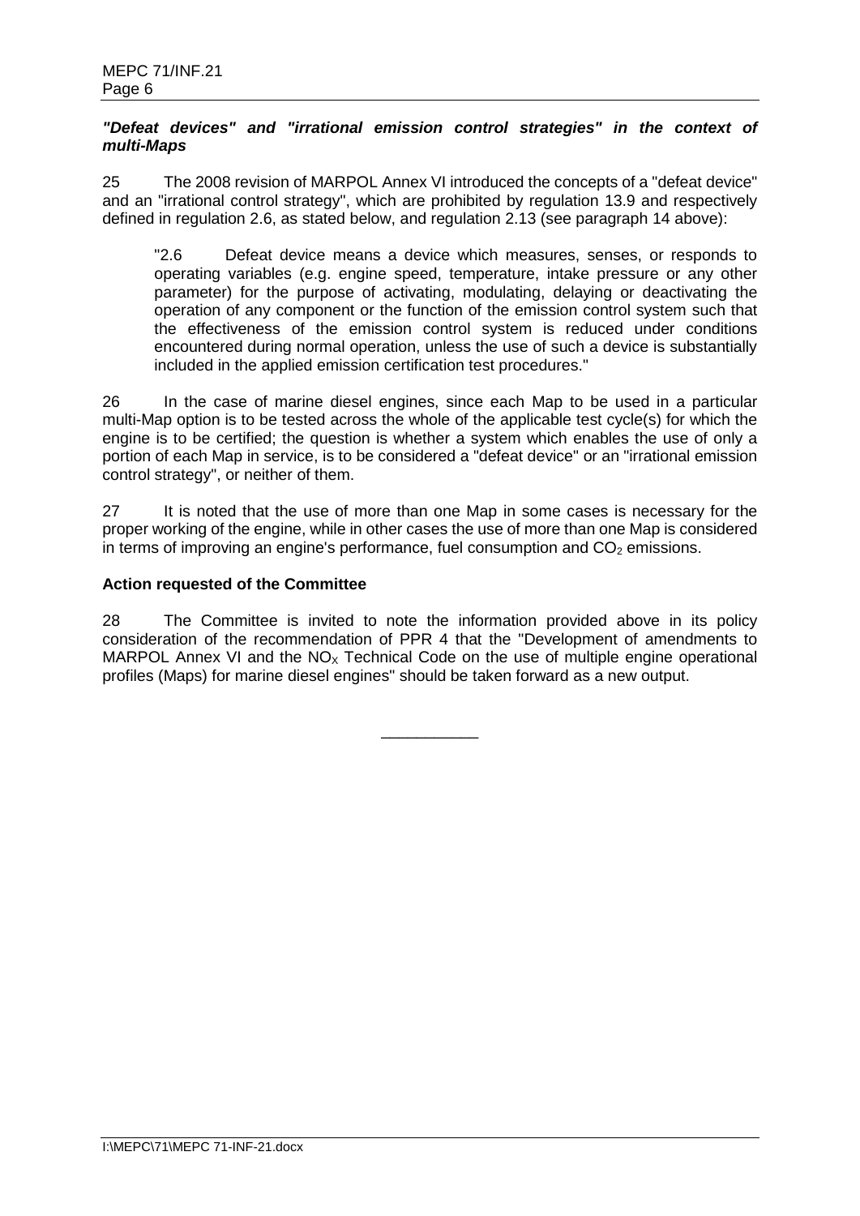***"Defeat devices" and "irrational emission control strategies" in the context of multi-Maps***

25 The 2008 revision of MARPOL Annex VI introduced the concepts of a "defeat device" and an "irrational control strategy", which are prohibited by regulation 13.9 and respectively defined in regulation 2.6, as stated below, and regulation 2.13 (see paragraph 14 above):

> "2.6 Defeat device means a device which measures, senses, or responds to operating variables (e.g. engine speed, temperature, intake pressure or any other parameter) for the purpose of activating, modulating, delaying or deactivating the operation of any component or the function of the emission control system such that the effectiveness of the emission control system is reduced under conditions encountered during normal operation, unless the use of such a device is substantially included in the applied emission certification test procedures."

26 In the case of marine diesel engines, since each Map to be used in a particular multi-Map option is to be tested across the whole of the applicable test cycle(s) for which the engine is to be certified; the question is whether a system which enables the use of only a portion of each Map in service, is to be considered a "defeat device" or an "irrational emission control strategy", or neither of them.

27 It is noted that the use of more than one Map in some cases is necessary for the proper working of the engine, while in other cases the use of more than one Map is considered in terms of improving an engine's performance, fuel consumption and $CO_2$ emissions.

**Action requested of the Committee**

28 The Committee is invited to note the information provided above in its policy consideration of the recommendation of PPR 4 that the "Development of amendments to MARPOL Annex VI and the $NO_X$ Technical Code on the use of multiple engine operational profiles (Maps) for marine diesel engines" should be taken forward as a new output.

___________